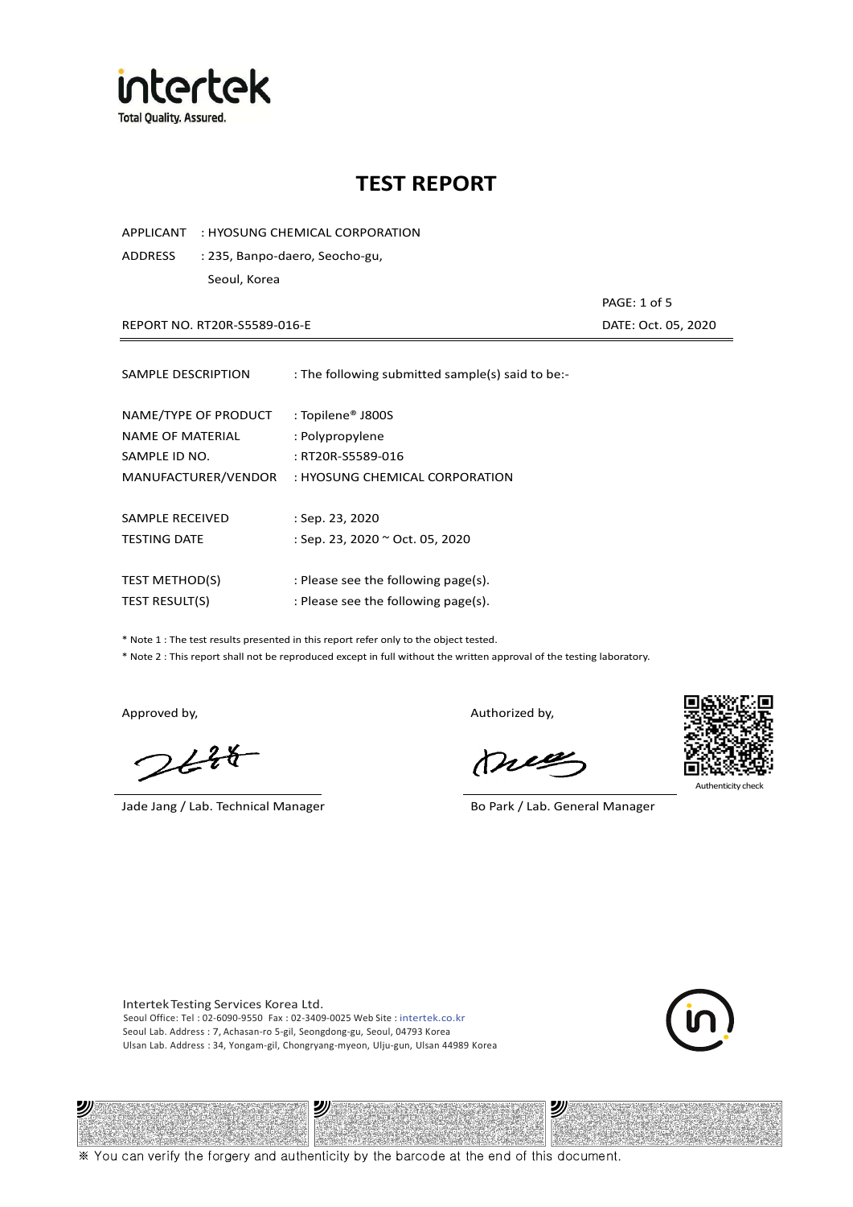# TEST REPORT

APPLICANT : HYOSUNG CHEMICAL CORPORATION

ADDRESS : 235, Banpo-daero, Seocho-gu,
Seoul, Korea

REPORT NO. RT20R-S5589-016-E

DATE: Oct. 05, 2020

| | |
|---|---|
| SAMPLE DESCRIPTION | : The following submitted sample(s) said to be:- |
| NAME/TYPE OF PRODUCT | : Topilene® J800S |
| NAME OF MATERIAL | : Polypropylene |
| SAMPLE ID NO. | : RT20R-S5589-016 |
| MANUFACTURER/VENDOR | : HYOSUNG CHEMICAL CORPORATION |
| SAMPLE RECEIVED | : Sep. 23, 2020 |
| TESTING DATE | : Sep. 23, 2020 ~ Oct. 05, 2020 |
| TEST METHOD(S) | : Please see the following page(s). |
| TEST RESULT(S) | : Please see the following page(s). |

* Note 1 : The test results presented in this report refer only to the object tested.
* Note 2 : This report shall not be reproduced except in full without the written approval of the testing laboratory.

Approved by,

Jade Jang / Lab. Technical Manager

Authorized by,

Bo Park / Lab. General Manager

Authenticity check

Intertek Testing Services Korea Ltd.
Seoul Office: Tel : 02-6090-9550 Fax : 02-3409-0025 Web Site : intertek.co.kr
Seoul Lab. Address : 7, Achasan-ro 5-gil, Seongdong-gu, Seoul, 04793 Korea
Ulsan Lab. Address : 34, Yongam-gil, Chongryang-myeon, Ulju-gun, Ulsan 44989 Korea

※ You can verify the forgery and authenticity by the barcode at the end of this document.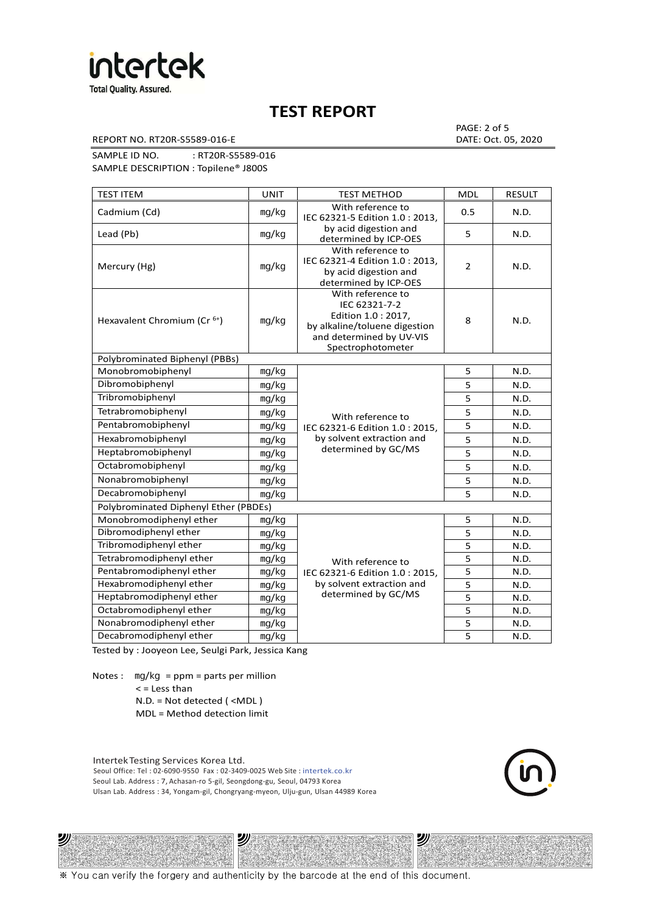# TEST REPORT

REPORT NO. RT20R-S5589-016-E

PAGE: 2 of 5
DATE: Oct. 05, 2020

SAMPLE ID NO. : RT20R-S5589-016
SAMPLE DESCRIPTION : Topilene® J800S

| TEST ITEM | UNIT | TEST METHOD | MDL | RESULT |
|---|---|---|---|---|
| Cadmium (Cd) | mg/kg | With reference to IEC 62321-5 Edition 1.0 : 2013, by acid digestion and determined by ICP-OES | 0.5 | N.D. |
| Lead (Pb) | mg/kg | | 5 | N.D. |
| Mercury (Hg) | mg/kg | With reference to IEC 62321-4 Edition 1.0 : 2013, by acid digestion and determined by ICP-OES | 2 | N.D. |
| Hexavalent Chromium ($Cr^{6+}$) | mg/kg | With reference to IEC 62321-7-2 Edition 1.0 : 2017, by alkaline/toluene digestion and determined by UV-VIS Spectrophotometer | 8 | N.D. |
| Polybrominated Biphenyl (PBBs) | | | | |
| Monobromobiphenyl | mg/kg | With reference to IEC 62321-6 Edition 1.0 : 2015, by solvent extraction and determined by GC/MS | 5 | N.D. |
| Dibromobiphenyl | mg/kg | | 5 | N.D. |
| Tribromobiphenyl | mg/kg | | 5 | N.D. |
| Tetrabromobiphenyl | mg/kg | | 5 | N.D. |
| Pentabromobiphenyl | mg/kg | | 5 | N.D. |
| Hexabromobiphenyl | mg/kg | | 5 | N.D. |
| Heptabromobiphenyl | mg/kg | | 5 | N.D. |
| Octabromobiphenyl | mg/kg | | 5 | N.D. |
| Nonabromobiphenyl | mg/kg | | 5 | N.D. |
| Decabromobiphenyl | mg/kg | | 5 | N.D. |
| Polybrominated Diphenyl Ether (PBDEs) | | | | |
| Monobromodiphenyl ether | mg/kg | With reference to IEC 62321-6 Edition 1.0 : 2015, by solvent extraction and determined by GC/MS | 5 | N.D. |
| Dibromodiphenyl ether | mg/kg | | 5 | N.D. |
| Tribromodiphenyl ether | mg/kg | | 5 | N.D. |
| Tetrabromodiphenyl ether | mg/kg | | 5 | N.D. |
| Pentabromodiphenyl ether | mg/kg | | 5 | N.D. |
| Hexabromodiphenyl ether | mg/kg | | 5 | N.D. |
| Heptabromodiphenyl ether | mg/kg | | 5 | N.D. |
| Octabromodiphenyl ether | mg/kg | | 5 | N.D. |
| Nonabromodiphenyl ether | mg/kg | | 5 | N.D. |
| Decabromodiphenyl ether | mg/kg | | 5 | N.D. |

Tested by : Jooyeon Lee, Seulgi Park, Jessica Kang

Notes : mg/kg = ppm = parts per million
< = Less than
N.D. = Not detected ( <MDL )
MDL = Method detection limit

Intertek Testing Services Korea Ltd.
Seoul Office: Tel : 02-6090-9550 Fax : 02-3409-0025 Web Site : intertek.co.kr
Seoul Lab. Address : 7, Achasan-ro 5-gil, Seongdong-gu, Seoul, 04793 Korea
Ulsan Lab. Address : 34, Yongam-gil, Chongryang-myeon, Ulju-gun, Ulsan 44989 Korea

※ You can verify the forgery and authenticity by the barcode at the end of this document.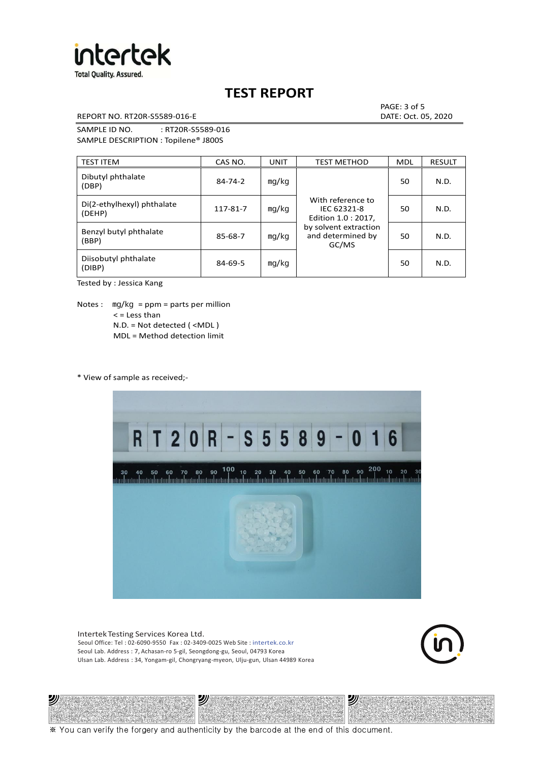# TEST REPORT

REPORT NO. RT20R-S5589-016-E

PAGE: 3 of 5
DATE: Oct. 05, 2020

SAMPLE ID NO. : RT20R-S5589-016
SAMPLE DESCRIPTION : Topilene® J800S

| TEST ITEM | CAS NO. | UNIT | TEST METHOD | MDL | RESULT |
|---|---|---|---|---|---|
| Dibutyl phthalate (DBP) | 84-74-2 | mg/kg | With reference to IEC 62321-8 Edition 1.0 : 2017, by solvent extraction and determined by GC/MS | 50 | N.D. |
| Di(2-ethylhexyl) phthalate (DEHP) | 117-81-7 | mg/kg | | 50 | N.D. |
| Benzyl butyl phthalate (BBP) | 85-68-7 | mg/kg | | 50 | N.D. |
| Diisobutyl phthalate (DIBP) | 84-69-5 | mg/kg | | 50 | N.D. |

Tested by : Jessica Kang

Notes : mg/kg = ppm = parts per million
< = Less than
N.D. = Not detected ( <MDL )
MDL = Method detection limit

* View of sample as received;-

Intertek Testing Services Korea Ltd.
Seoul Office: Tel : 02-6090-9550 Fax : 02-3409-0025 Web Site : intertek.co.kr
Seoul Lab. Address : 7, Achasan-ro 5-gil, Seongdong-gu, Seoul, 04793 Korea
Ulsan Lab. Address : 34, Yongam-gil, Chongryang-myeon, Ulju-gun, Ulsan 44989 Korea

※ You can verify the forgery and authenticity by the barcode at the end of this document.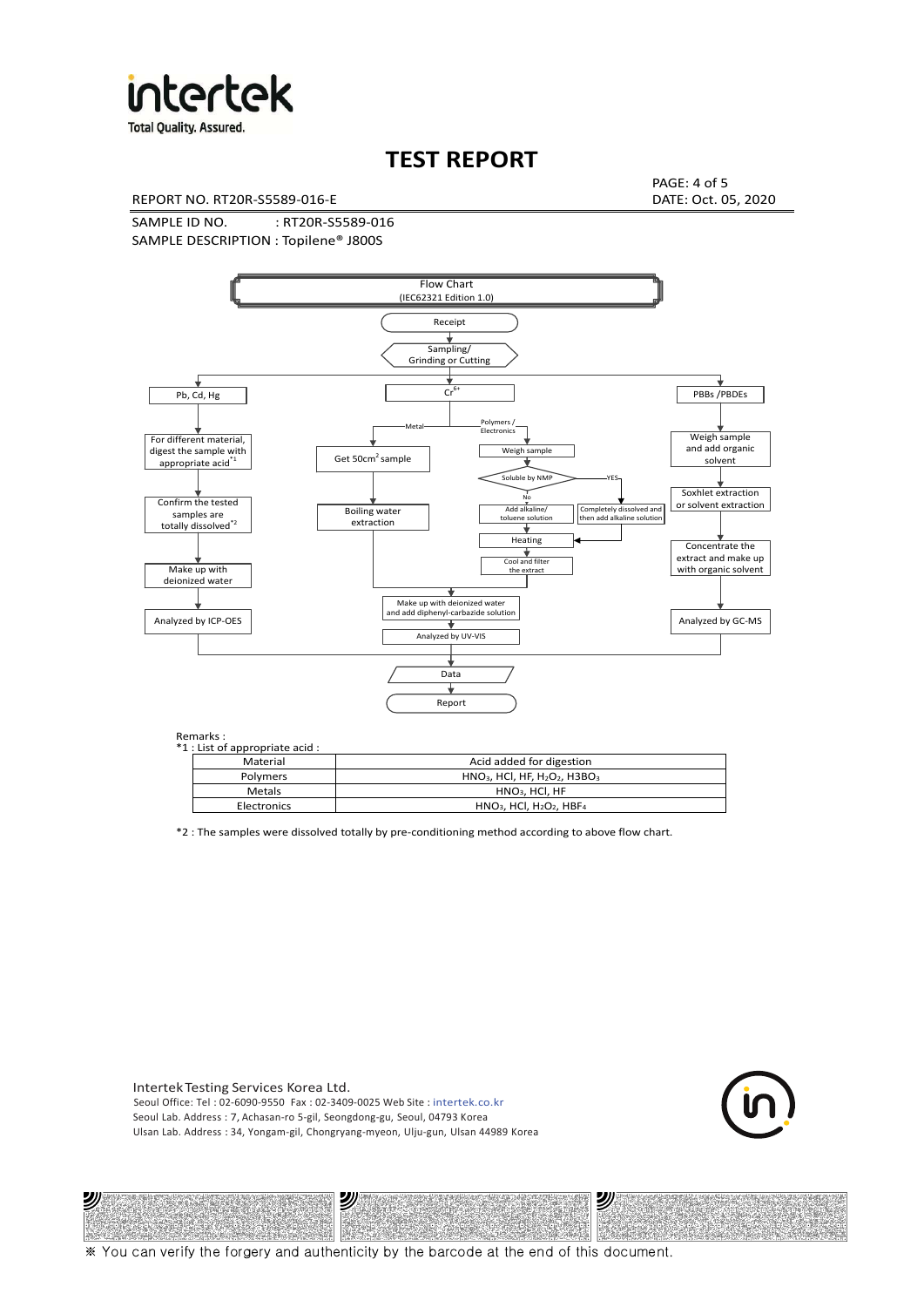# TEST REPORT

REPORT NO. RT20R-S5589-016-E

DATE: Oct. 05, 2020

SAMPLE ID NO. : RT20R-S5589-016

SAMPLE DESCRIPTION : Topilene® J800S

Flow Chart
(IEC62321 Edition 1.0)

Receipt

Sampling/
Grinding or Cutting

Pb, Cd, Hg

- For different material, digest the sample with appropriate acid [*1]
- Confirm the tested samples are totally dissolved [*2]
- Make up with deionized water
- Analyzed by ICP-OES

$Cr^{6+}$

- Metal
  - Get 50cm² sample
  - Boiling water extraction
- Polymers / Electronics
  - Weigh sample
  - Soluble by NMP
    - No: Add alkaline/ toluene solution
    - YES: Completely dissolved and then add alkaline solution
  - Heating
  - Cool and filter the extract
- Make up with deionized water and add diphenyl-carbazide solution
- Analyzed by UV-VIS

PBBs /PBDEs

- Weigh sample and add organic solvent
- Soxhlet extraction or solvent extraction
- Concentrate the extract and make up with organic solvent
- Analyzed by GC-MS

Data

Report

Remarks :

*1 : List of appropriate acid :

| Material | Acid added for digestion |
|---|---|
| Polymers | $HNO_3$, HCl, HF, $H_2O_2$, $H_3BO_3$ |
| Metals | $HNO_3$, HCl, HF |
| Electronics | $HNO_3$, HCl, $H_2O_2$, $HBF_4$ |

*2 : The samples were dissolved totally by pre-conditioning method according to above flow chart.

Intertek Testing Services Korea Ltd.
Seoul Office: Tel : 02-6090-9550 Fax : 02-3409-0025 Web Site : intertek.co.kr
Seoul Lab. Address : 7, Achasan-ro 5-gil, Seongdong-gu, Seoul, 04793 Korea
Ulsan Lab. Address : 34, Yongam-gil, Chongryang-myeon, Ulju-gun, Ulsan 44989 Korea

※ You can verify the forgery and authenticity by the barcode at the end of this document.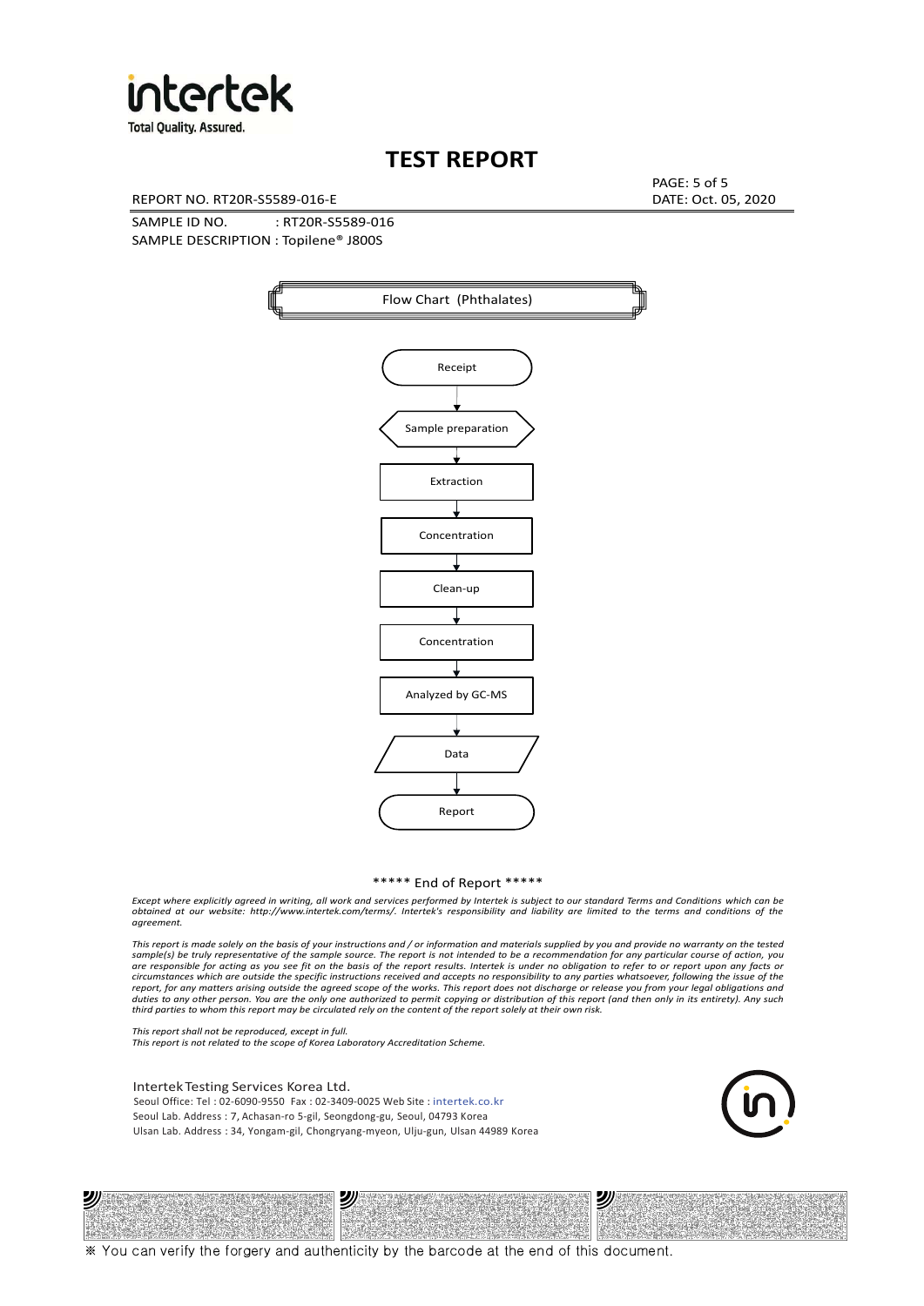# TEST REPORT

REPORT NO. RT20R-S5589-016-E

DATE: Oct. 05, 2020

SAMPLE ID NO. : RT20R-S5589-016

SAMPLE DESCRIPTION : Topilene® J800S

## Flow Chart (Phthalates)

Receipt

Sample preparation

Extraction

Concentration

Clean-up

Concentration

Analyzed by GC-MS

Data

Report

\*\*\*\*\* End of Report \*\*\*\*\*

*Except where explicitly agreed in writing, all work and services performed by Intertek is subject to our standard Terms and Conditions which can be obtained at our website: http://www.intertek.com/terms/. Intertek's responsibility and liability are limited to the terms and conditions of the agreement.*

*This report is made solely on the basis of your instructions and / or information and materials supplied by you and provide no warranty on the tested sample(s) be truly representative of the sample source. The report is not intended to be a recommendation for any particular course of action, you are responsible for acting as you see fit on the basis of the report results. Intertek is under no obligation to refer to or report upon any facts or circumstances which are outside the specific instructions received and accepts no responsibility to any parties whatsoever, following the issue of the report, for any matters arising outside the agreed scope of the works. This report does not discharge or release you from your legal obligations and duties to any other person. You are the only one authorized to permit copying or distribution of this report (and then only in its entirety). Any such third parties to whom this report may be circulated rely on the content of the report solely at their own risk.*

*This report shall not be reproduced, except in full.*
*This report is not related to the scope of Korea Laboratory Accreditation Scheme.*

Intertek Testing Services Korea Ltd.
Seoul Office: Tel : 02-6090-9550 Fax : 02-3409-0025 Web Site : intertek.co.kr
Seoul Lab. Address : 7, Achasan-ro 5-gil, Seongdong-gu, Seoul, 04793 Korea
Ulsan Lab. Address : 34, Yongam-gil, Chongryang-myeon, Ulju-gun, Ulsan 44989 Korea

※ You can verify the forgery and authenticity by the barcode at the end of this document.